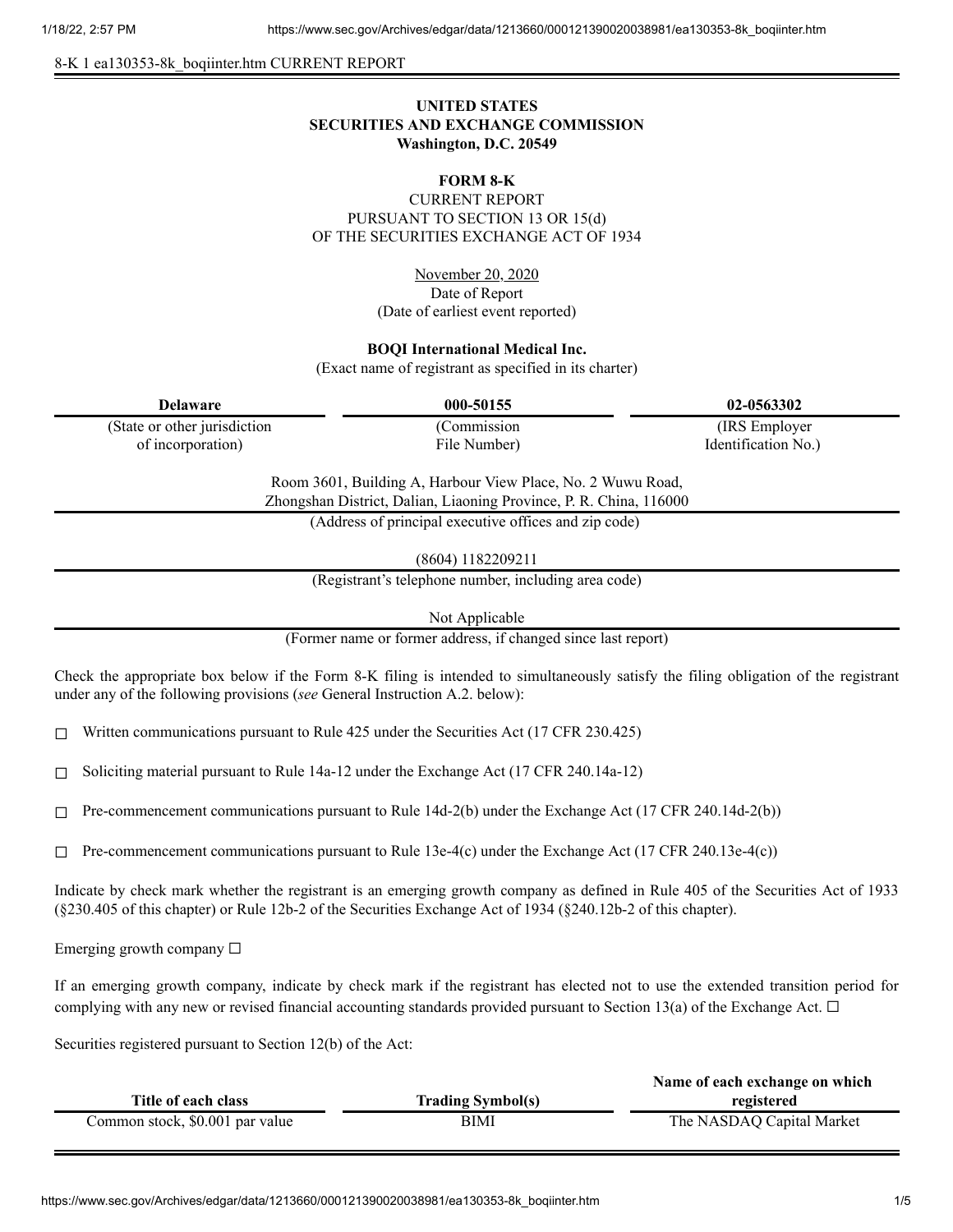8-K 1 ea130353-8k_boqiinter.htm CURRENT REPORT

**UNITED STATES**
**SECURITIES AND EXCHANGE COMMISSION**
**Washington, D.C. 20549**

**FORM 8-K**

CURRENT REPORT
PURSUANT TO SECTION 13 OR 15(d)
OF THE SECURITIES EXCHANGE ACT OF 1934

November 20, 2020
Date of Report
(Date of earliest event reported)

**BOQI International Medical Inc.**
(Exact name of registrant as specified in its charter)

| **Delaware** | **000-50155** | **02-0563302** |
|---|---|---|
| (State or other jurisdiction of incorporation) | (Commission File Number) | (IRS Employer Identification No.) |

Room 3601, Building A, Harbour View Place, No. 2 Wuwu Road,
Zhongshan District, Dalian, Liaoning Province, P. R. China, 116000
(Address of principal executive offices and zip code)

(8604) 1182209211
(Registrant's telephone number, including area code)

Not Applicable
(Former name or former address, if changed since last report)

Check the appropriate box below if the Form 8-K filing is intended to simultaneously satisfy the filing obligation of the registrant under any of the following provisions (*see* General Instruction A.2. below):

☐ Written communications pursuant to Rule 425 under the Securities Act (17 CFR 230.425)

☐ Soliciting material pursuant to Rule 14a-12 under the Exchange Act (17 CFR 240.14a-12)

☐ Pre-commencement communications pursuant to Rule 14d-2(b) under the Exchange Act (17 CFR 240.14d-2(b))

☐ Pre-commencement communications pursuant to Rule 13e-4(c) under the Exchange Act (17 CFR 240.13e-4(c))

Indicate by check mark whether the registrant is an emerging growth company as defined in Rule 405 of the Securities Act of 1933 (§230.405 of this chapter) or Rule 12b-2 of the Securities Exchange Act of 1934 (§240.12b-2 of this chapter).

Emerging growth company ☐

If an emerging growth company, indicate by check mark if the registrant has elected not to use the extended transition period for complying with any new or revised financial accounting standards provided pursuant to Section 13(a) of the Exchange Act. ☐

Securities registered pursuant to Section 12(b) of the Act:

| Title of each class | Trading Symbol(s) | Name of each exchange on which registered |
|---|---|---|
| Common stock, $0.001 par value | BIMI | The NASDAQ Capital Market |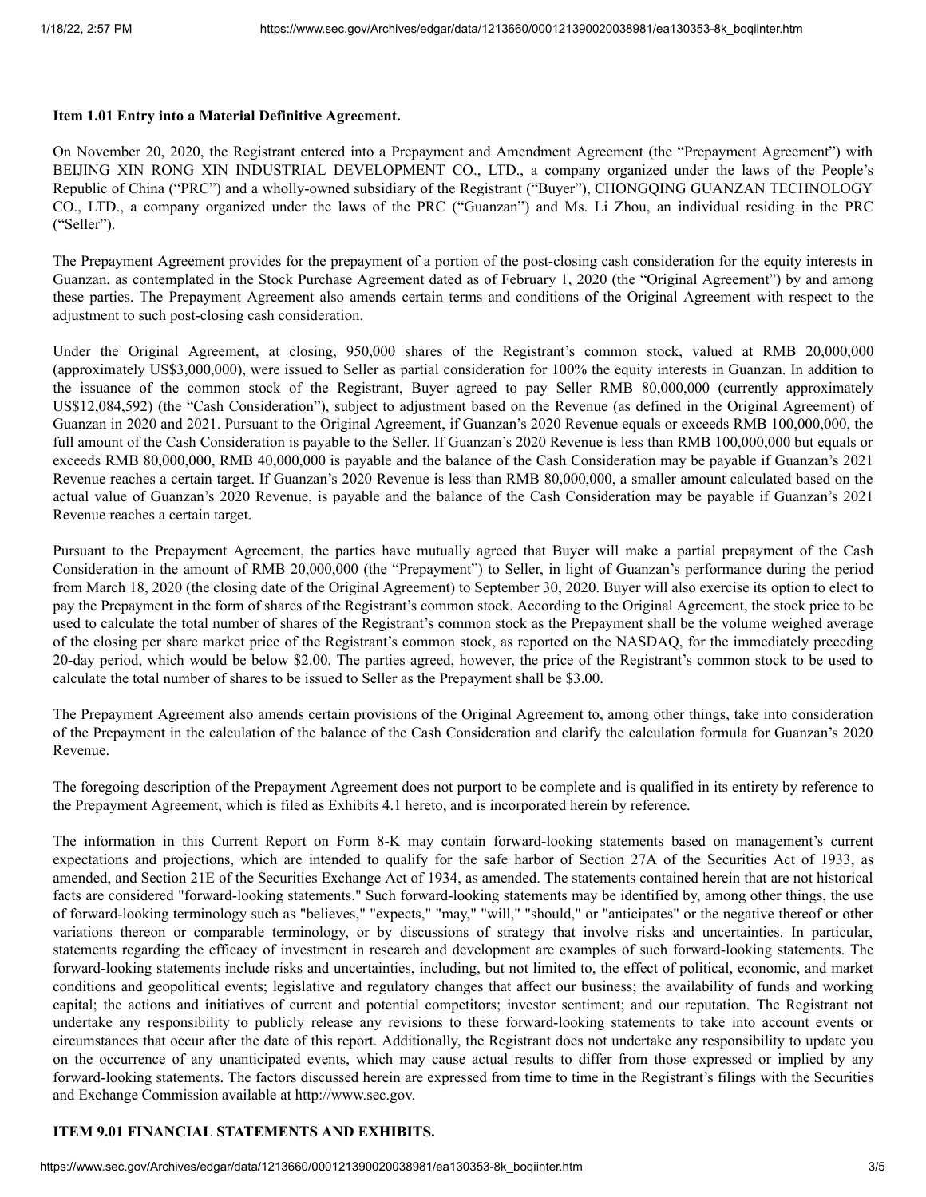**Item 1.01 Entry into a Material Definitive Agreement.**

On November 20, 2020, the Registrant entered into a Prepayment and Amendment Agreement (the "Prepayment Agreement") with BEIJING XIN RONG XIN INDUSTRIAL DEVELOPMENT CO., LTD., a company organized under the laws of the People's Republic of China ("PRC") and a wholly-owned subsidiary of the Registrant ("Buyer"), CHONGQING GUANZAN TECHNOLOGY CO., LTD., a company organized under the laws of the PRC ("Guanzan") and Ms. Li Zhou, an individual residing in the PRC ("Seller").

The Prepayment Agreement provides for the prepayment of a portion of the post-closing cash consideration for the equity interests in Guanzan, as contemplated in the Stock Purchase Agreement dated as of February 1, 2020 (the "Original Agreement") by and among these parties. The Prepayment Agreement also amends certain terms and conditions of the Original Agreement with respect to the adjustment to such post-closing cash consideration.

Under the Original Agreement, at closing, 950,000 shares of the Registrant's common stock, valued at RMB 20,000,000 (approximately US$3,000,000), were issued to Seller as partial consideration for 100% the equity interests in Guanzan. In addition to the issuance of the common stock of the Registrant, Buyer agreed to pay Seller RMB 80,000,000 (currently approximately US$12,084,592) (the "Cash Consideration"), subject to adjustment based on the Revenue (as defined in the Original Agreement) of Guanzan in 2020 and 2021. Pursuant to the Original Agreement, if Guanzan's 2020 Revenue equals or exceeds RMB 100,000,000, the full amount of the Cash Consideration is payable to the Seller. If Guanzan's 2020 Revenue is less than RMB 100,000,000 but equals or exceeds RMB 80,000,000, RMB 40,000,000 is payable and the balance of the Cash Consideration may be payable if Guanzan's 2021 Revenue reaches a certain target. If Guanzan's 2020 Revenue is less than RMB 80,000,000, a smaller amount calculated based on the actual value of Guanzan's 2020 Revenue, is payable and the balance of the Cash Consideration may be payable if Guanzan's 2021 Revenue reaches a certain target.

Pursuant to the Prepayment Agreement, the parties have mutually agreed that Buyer will make a partial prepayment of the Cash Consideration in the amount of RMB 20,000,000 (the "Prepayment") to Seller, in light of Guanzan's performance during the period from March 18, 2020 (the closing date of the Original Agreement) to September 30, 2020. Buyer will also exercise its option to elect to pay the Prepayment in the form of shares of the Registrant's common stock. According to the Original Agreement, the stock price to be used to calculate the total number of shares of the Registrant's common stock as the Prepayment shall be the volume weighed average of the closing per share market price of the Registrant's common stock, as reported on the NASDAQ, for the immediately preceding 20-day period, which would be below $2.00. The parties agreed, however, the price of the Registrant's common stock to be used to calculate the total number of shares to be issued to Seller as the Prepayment shall be $3.00.

The Prepayment Agreement also amends certain provisions of the Original Agreement to, among other things, take into consideration of the Prepayment in the calculation of the balance of the Cash Consideration and clarify the calculation formula for Guanzan's 2020 Revenue.

The foregoing description of the Prepayment Agreement does not purport to be complete and is qualified in its entirety by reference to the Prepayment Agreement, which is filed as Exhibits 4.1 hereto, and is incorporated herein by reference.

The information in this Current Report on Form 8-K may contain forward-looking statements based on management's current expectations and projections, which are intended to qualify for the safe harbor of Section 27A of the Securities Act of 1933, as amended, and Section 21E of the Securities Exchange Act of 1934, as amended. The statements contained herein that are not historical facts are considered "forward-looking statements." Such forward-looking statements may be identified by, among other things, the use of forward-looking terminology such as "believes," "expects," "may," "will," "should," or "anticipates" or the negative thereof or other variations thereon or comparable terminology, or by discussions of strategy that involve risks and uncertainties. In particular, statements regarding the efficacy of investment in research and development are examples of such forward-looking statements. The forward-looking statements include risks and uncertainties, including, but not limited to, the effect of political, economic, and market conditions and geopolitical events; legislative and regulatory changes that affect our business; the availability of funds and working capital; the actions and initiatives of current and potential competitors; investor sentiment; and our reputation. The Registrant not undertake any responsibility to publicly release any revisions to these forward-looking statements to take into account events or circumstances that occur after the date of this report. Additionally, the Registrant does not undertake any responsibility to update you on the occurrence of any unanticipated events, which may cause actual results to differ from those expressed or implied by any forward-looking statements. The factors discussed herein are expressed from time to time in the Registrant's filings with the Securities and Exchange Commission available at http://www.sec.gov.

**ITEM 9.01 FINANCIAL STATEMENTS AND EXHIBITS.**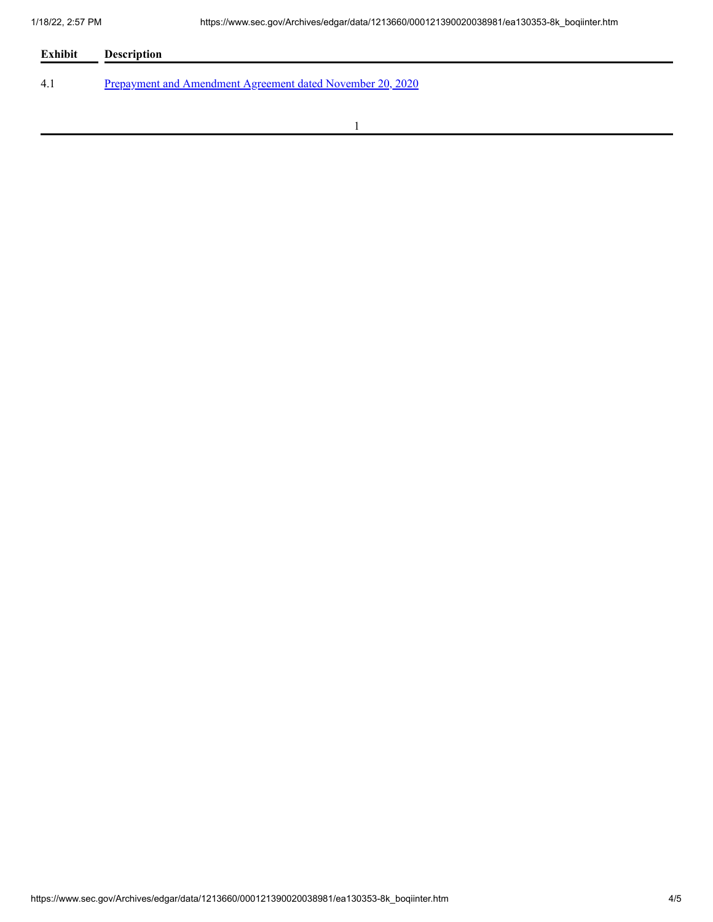| Exhibit | Description |
| --- | --- |
| 4.1 | Prepayment and Amendment Agreement dated November 20, 2020 |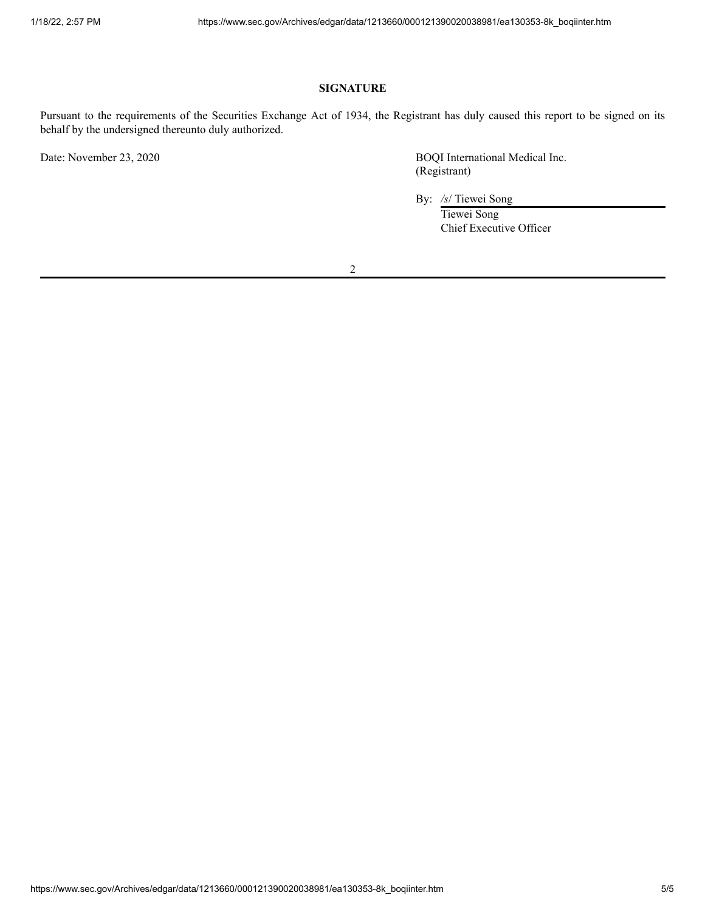**SIGNATURE**

Pursuant to the requirements of the Securities Exchange Act of 1934, the Registrant has duly caused this report to be signed on its behalf by the undersigned thereunto duly authorized.

Date: November 23, 2020

BOQI International Medical Inc.
(Registrant)

By: */s/* Tiewei Song
Tiewei Song
Chief Executive Officer